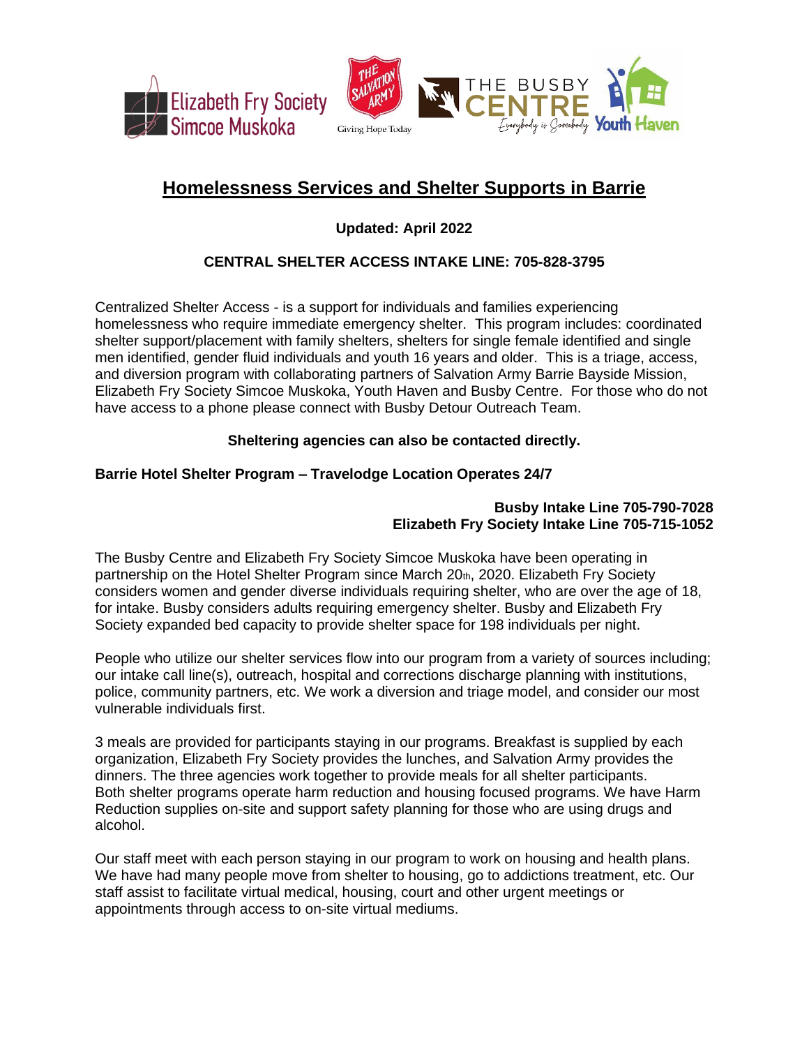# Homelessness Services and Shelter Supports in Barrie

**Updated: April 2022**

**CENTRAL SHELTER ACCESS INTAKE LINE: 705-828-3795**

Centralized Shelter Access - is a support for individuals and families experiencing homelessness who require immediate emergency shelter. This program includes: coordinated shelter support/placement with family shelters, shelters for single female identified and single men identified, gender fluid individuals and youth 16 years and older. This is a triage, access, and diversion program with collaborating partners of Salvation Army Barrie Bayside Mission, Elizabeth Fry Society Simcoe Muskoka, Youth Haven and Busby Centre. For those who do not have access to a phone please connect with Busby Detour Outreach Team.

**Sheltering agencies can also be contacted directly.**

**Barrie Hotel Shelter Program – Travelodge Location Operates 24/7**

**Busby Intake Line 705-790-7028**
**Elizabeth Fry Society Intake Line 705-715-1052**

The Busby Centre and Elizabeth Fry Society Simcoe Muskoka have been operating in partnership on the Hotel Shelter Program since March 20th, 2020. Elizabeth Fry Society considers women and gender diverse individuals requiring shelter, who are over the age of 18, for intake. Busby considers adults requiring emergency shelter. Busby and Elizabeth Fry Society expanded bed capacity to provide shelter space for 198 individuals per night.

People who utilize our shelter services flow into our program from a variety of sources including; our intake call line(s), outreach, hospital and corrections discharge planning with institutions, police, community partners, etc. We work a diversion and triage model, and consider our most vulnerable individuals first.

3 meals are provided for participants staying in our programs. Breakfast is supplied by each organization, Elizabeth Fry Society provides the lunches, and Salvation Army provides the dinners. The three agencies work together to provide meals for all shelter participants. Both shelter programs operate harm reduction and housing focused programs. We have Harm Reduction supplies on-site and support safety planning for those who are using drugs and alcohol.

Our staff meet with each person staying in our program to work on housing and health plans. We have had many people move from shelter to housing, go to addictions treatment, etc. Our staff assist to facilitate virtual medical, housing, court and other urgent meetings or appointments through access to on-site virtual mediums.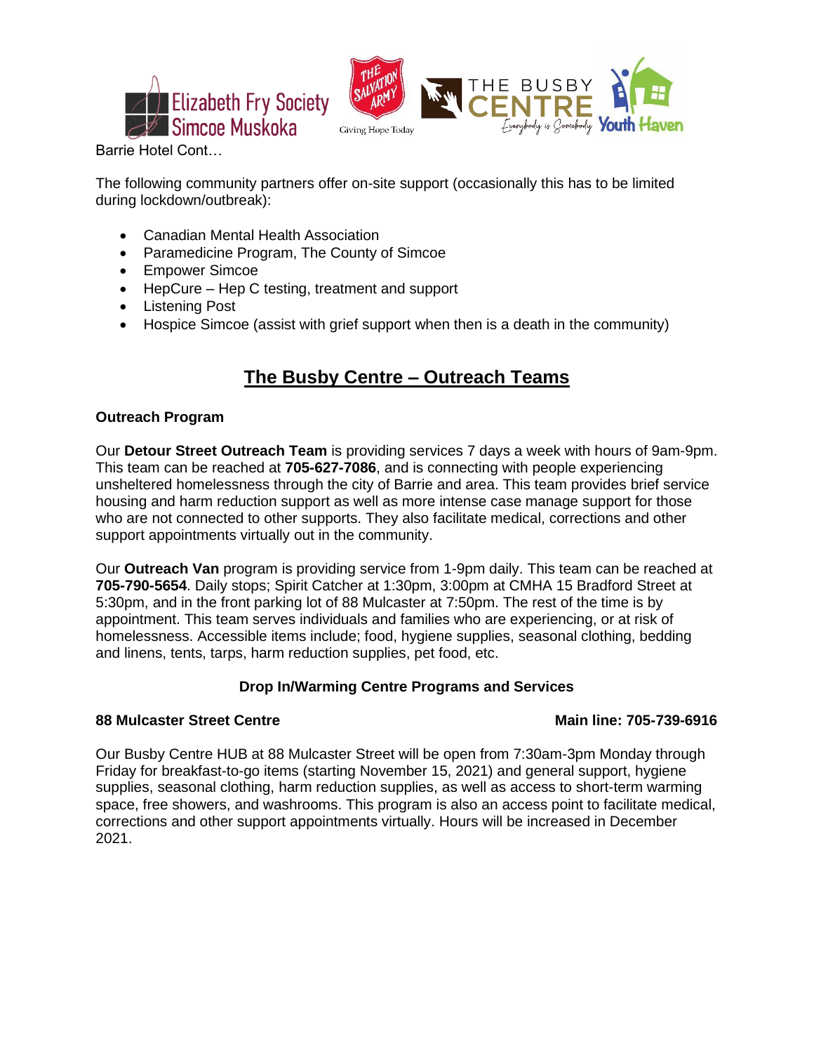Barrie Hotel Cont…

The following community partners offer on-site support (occasionally this has to be limited during lockdown/outbreak):

- Canadian Mental Health Association
- Paramedicine Program, The County of Simcoe
- Empower Simcoe
- HepCure – Hep C testing, treatment and support
- Listening Post
- Hospice Simcoe (assist with grief support when then is a death in the community)

## The Busby Centre – Outreach Teams

**Outreach Program**

Our **Detour Street Outreach Team** is providing services 7 days a week with hours of 9am-9pm. This team can be reached at **705-627-7086**, and is connecting with people experiencing unsheltered homelessness through the city of Barrie and area. This team provides brief service housing and harm reduction support as well as more intense case manage support for those who are not connected to other supports. They also facilitate medical, corrections and other support appointments virtually out in the community.

Our **Outreach Van** program is providing service from 1-9pm daily. This team can be reached at **705-790-5654**. Daily stops; Spirit Catcher at 1:30pm, 3:00pm at CMHA 15 Bradford Street at 5:30pm, and in the front parking lot of 88 Mulcaster at 7:50pm. The rest of the time is by appointment. This team serves individuals and families who are experiencing, or at risk of homelessness. Accessible items include; food, hygiene supplies, seasonal clothing, bedding and linens, tents, tarps, harm reduction supplies, pet food, etc.

**Drop In/Warming Centre Programs and Services**

**88 Mulcaster Street Centre** **Main line: 705-739-6916**

Our Busby Centre HUB at 88 Mulcaster Street will be open from 7:30am-3pm Monday through Friday for breakfast-to-go items (starting November 15, 2021) and general support, hygiene supplies, seasonal clothing, harm reduction supplies, as well as access to short-term warming space, free showers, and washrooms. This program is also an access point to facilitate medical, corrections and other support appointments virtually. Hours will be increased in December 2021.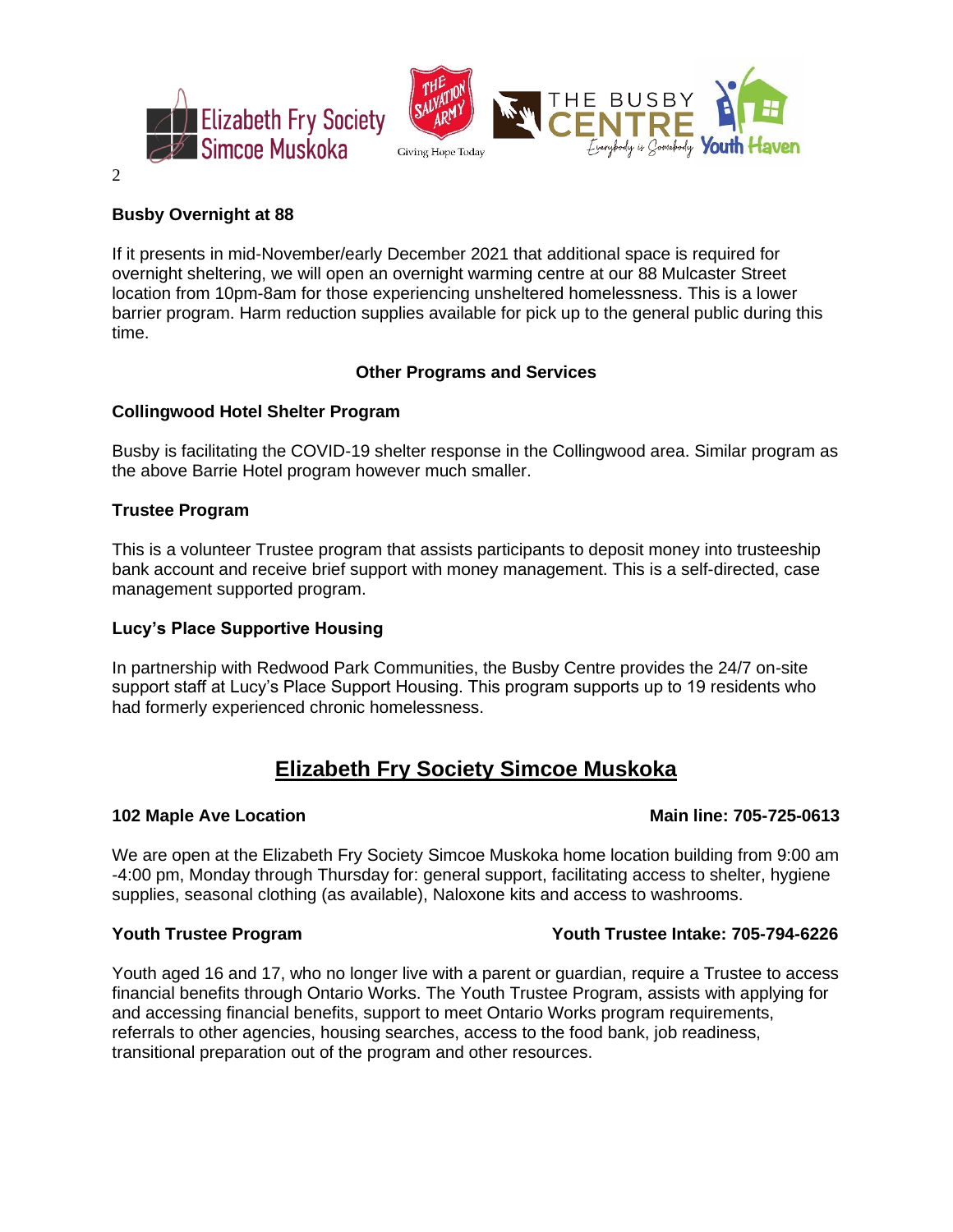### Busby Overnight at 88

If it presents in mid-November/early December 2021 that additional space is required for overnight sheltering, we will open an overnight warming centre at our 88 Mulcaster Street location from 10pm-8am for those experiencing unsheltered homelessness. This is a lower barrier program. Harm reduction supplies available for pick up to the general public during this time.

### Other Programs and Services

### Collingwood Hotel Shelter Program

Busby is facilitating the COVID-19 shelter response in the Collingwood area. Similar program as the above Barrie Hotel program however much smaller.

### Trustee Program

This is a volunteer Trustee program that assists participants to deposit money into trusteeship bank account and receive brief support with money management. This is a self-directed, case management supported program.

### Lucy's Place Supportive Housing

In partnership with Redwood Park Communities, the Busby Centre provides the 24/7 on-site support staff at Lucy's Place Support Housing. This program supports up to 19 residents who had formerly experienced chronic homelessness.

## Elizabeth Fry Society Simcoe Muskoka

### 102 Maple Ave Location — Main line: 705-725-0613

We are open at the Elizabeth Fry Society Simcoe Muskoka home location building from 9:00 am -4:00 pm, Monday through Thursday for: general support, facilitating access to shelter, hygiene supplies, seasonal clothing (as available), Naloxone kits and access to washrooms.

### Youth Trustee Program — Youth Trustee Intake: 705-794-6226

Youth aged 16 and 17, who no longer live with a parent or guardian, require a Trustee to access financial benefits through Ontario Works. The Youth Trustee Program, assists with applying for and accessing financial benefits, support to meet Ontario Works program requirements, referrals to other agencies, housing searches, access to the food bank, job readiness, transitional preparation out of the program and other resources.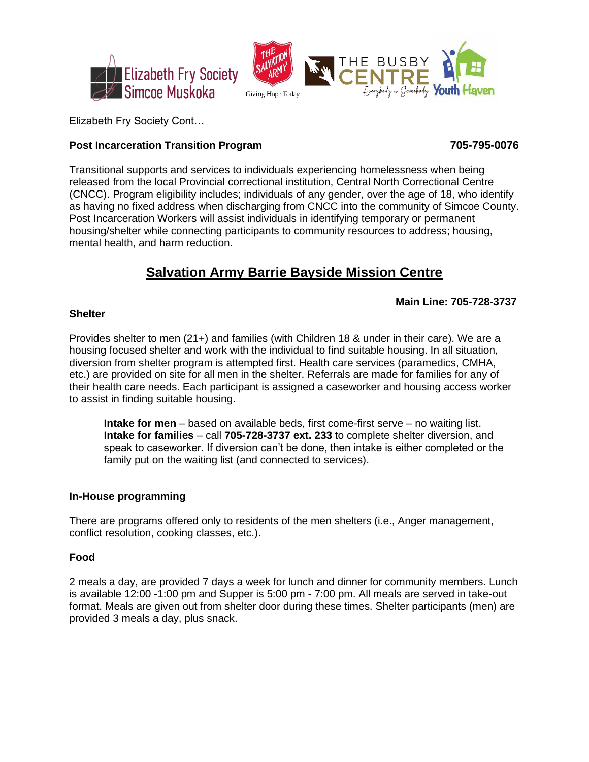Elizabeth Fry Society Cont…

**Post Incarceration Transition Program** **705-795-0076**

Transitional supports and services to individuals experiencing homelessness when being released from the local Provincial correctional institution, Central North Correctional Centre (CNCC). Program eligibility includes; individuals of any gender, over the age of 18, who identify as having no fixed address when discharging from CNCC into the community of Simcoe County. Post Incarceration Workers will assist individuals in identifying temporary or permanent housing/shelter while connecting participants to community resources to address; housing, mental health, and harm reduction.

## Salvation Army Barrie Bayside Mission Centre

**Main Line: 705-728-3737**

**Shelter**

Provides shelter to men (21+) and families (with Children 18 & under in their care). We are a housing focused shelter and work with the individual to find suitable housing. In all situation, diversion from shelter program is attempted first. Health care services (paramedics, CMHA, etc.) are provided on site for all men in the shelter. Referrals are made for families for any of their health care needs. Each participant is assigned a caseworker and housing access worker to assist in finding suitable housing.

> **Intake for men** – based on available beds, first come-first serve – no waiting list.
> **Intake for families** – call **705-728-3737 ext. 233** to complete shelter diversion, and speak to caseworker. If diversion can't be done, then intake is either completed or the family put on the waiting list (and connected to services).

**In-House programming**

There are programs offered only to residents of the men shelters (i.e., Anger management, conflict resolution, cooking classes, etc.).

**Food**

2 meals a day, are provided 7 days a week for lunch and dinner for community members. Lunch is available 12:00 -1:00 pm and Supper is 5:00 pm - 7:00 pm. All meals are served in take-out format. Meals are given out from shelter door during these times. Shelter participants (men) are provided 3 meals a day, plus snack.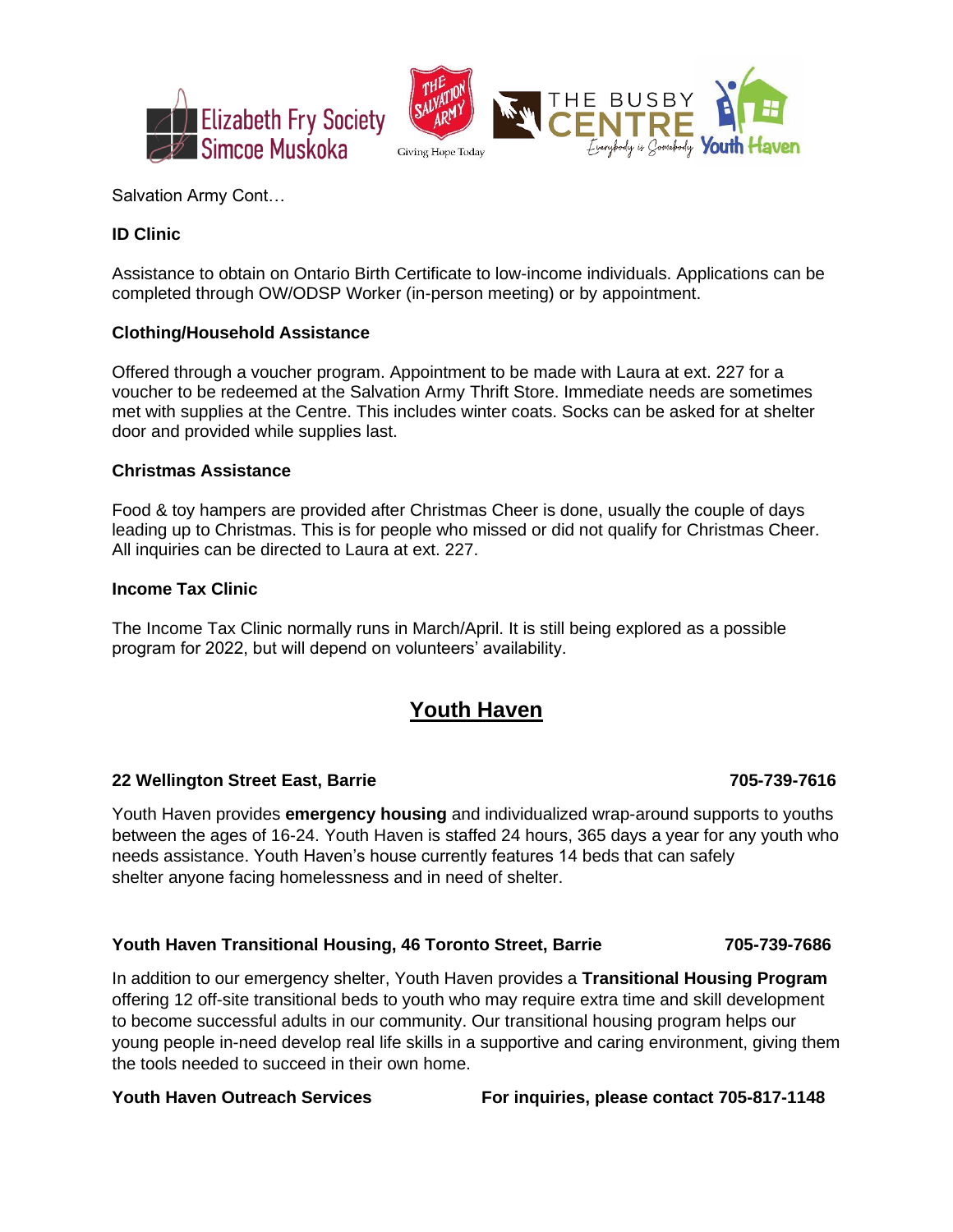Salvation Army Cont…

**ID Clinic**

Assistance to obtain on Ontario Birth Certificate to low-income individuals. Applications can be completed through OW/ODSP Worker (in-person meeting) or by appointment.

**Clothing/Household Assistance**

Offered through a voucher program. Appointment to be made with Laura at ext. 227 for a voucher to be redeemed at the Salvation Army Thrift Store. Immediate needs are sometimes met with supplies at the Centre. This includes winter coats. Socks can be asked for at shelter door and provided while supplies last.

**Christmas Assistance**

Food & toy hampers are provided after Christmas Cheer is done, usually the couple of days leading up to Christmas. This is for people who missed or did not qualify for Christmas Cheer. All inquiries can be directed to Laura at ext. 227.

**Income Tax Clinic**

The Income Tax Clinic normally runs in March/April. It is still being explored as a possible program for 2022, but will depend on volunteers' availability.

## Youth Haven

**22 Wellington Street East, Barrie** **705-739-7616**

Youth Haven provides **emergency housing** and individualized wrap-around supports to youths between the ages of 16-24. Youth Haven is staffed 24 hours, 365 days a year for any youth who needs assistance. Youth Haven's house currently features 14 beds that can safely shelter anyone facing homelessness and in need of shelter.

**Youth Haven Transitional Housing, 46 Toronto Street, Barrie** **705-739-7686**

In addition to our emergency shelter, Youth Haven provides a **Transitional Housing Program** offering 12 off-site transitional beds to youth who may require extra time and skill development to become successful adults in our community. Our transitional housing program helps our young people in-need develop real life skills in a supportive and caring environment, giving them the tools needed to succeed in their own home.

**Youth Haven Outreach Services** **For inquiries, please contact 705-817-1148**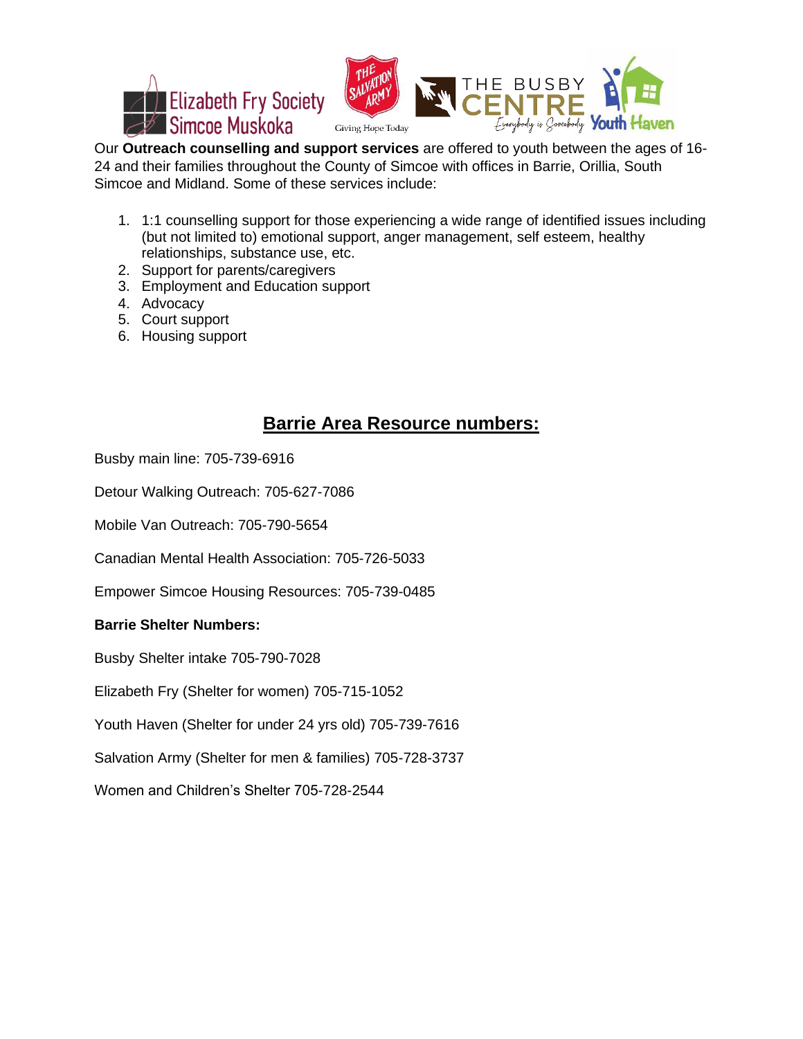Our **Outreach counselling and support services** are offered to youth between the ages of 16-24 and their families throughout the County of Simcoe with offices in Barrie, Orillia, South Simcoe and Midland. Some of these services include:

1. 1:1 counselling support for those experiencing a wide range of identified issues including (but not limited to) emotional support, anger management, self esteem, healthy relationships, substance use, etc.
2. Support for parents/caregivers
3. Employment and Education support
4. Advocacy
5. Court support
6. Housing support

## Barrie Area Resource numbers:

Busby main line: 705-739-6916

Detour Walking Outreach: 705-627-7086

Mobile Van Outreach: 705-790-5654

Canadian Mental Health Association: 705-726-5033

Empower Simcoe Housing Resources: 705-739-0485

**Barrie Shelter Numbers:**

Busby Shelter intake 705-790-7028

Elizabeth Fry (Shelter for women) 705-715-1052

Youth Haven (Shelter for under 24 yrs old) 705-739-7616

Salvation Army (Shelter for men & families) 705-728-3737

Women and Children's Shelter 705-728-2544